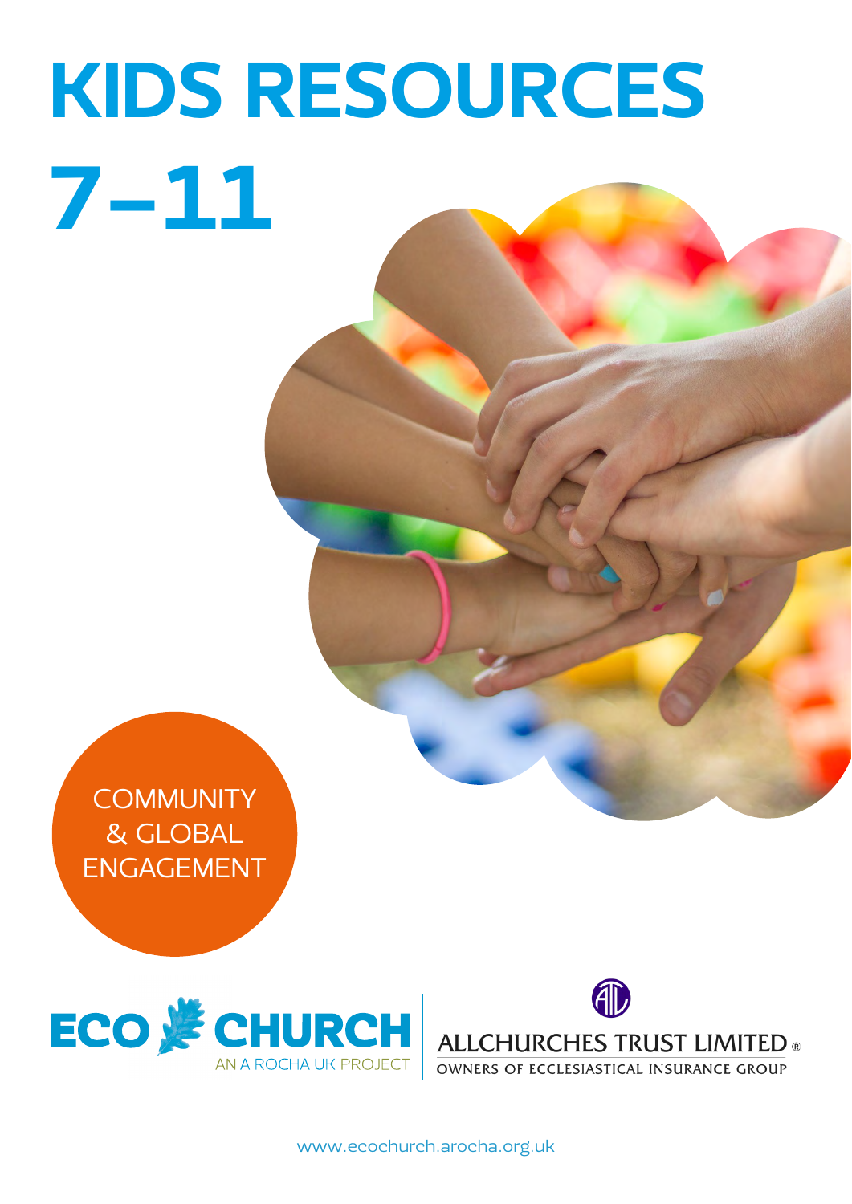# KIDS RESOURCES 7–11

COMMUNITY & GLOBAL ENGAGEMENT

ECO CHURCH
AN A ROCHA UK PROJECT

ALLCHURCHES TRUST LIMITED®
OWNERS OF ECCLESIASTICAL INSURANCE GROUP

www.ecochurch.arocha.org.uk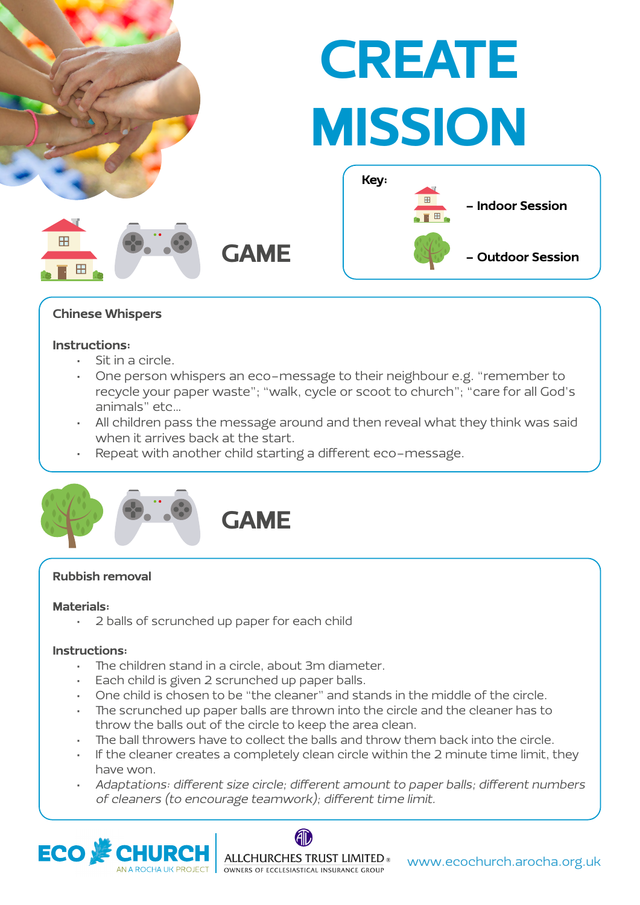# CREATE MISSION

**Key:**

– Indoor Session

– Outdoor Session

## GAME

### Chinese Whispers

**Instructions:**

- Sit in a circle.
- One person whispers an eco-message to their neighbour e.g. "remember to recycle your paper waste"; "walk, cycle or scoot to church"; "care for all God's animals" etc...
- All children pass the message around and then reveal what they think was said when it arrives back at the start.
- Repeat with another child starting a different eco-message.

## GAME

### Rubbish removal

**Materials:**

- 2 balls of scrunched up paper for each child

**Instructions:**

- The children stand in a circle, about 3m diameter.
- Each child is given 2 scrunched up paper balls.
- One child is chosen to be "the cleaner" and stands in the middle of the circle.
- The scrunched up paper balls are thrown into the circle and the cleaner has to throw the balls out of the circle to keep the area clean.
- The ball throwers have to collect the balls and throw them back into the circle.
- If the cleaner creates a completely clean circle within the 2 minute time limit, they have won.
- *Adaptations: different size circle; different amount to paper balls; different numbers of cleaners (to encourage teamwork); different time limit.*

ECO CHURCH – AN A ROCHA UK PROJECT | ALLCHURCHES TRUST LIMITED – OWNERS OF ECCLESIASTICAL INSURANCE GROUP | www.ecochurch.arocha.org.uk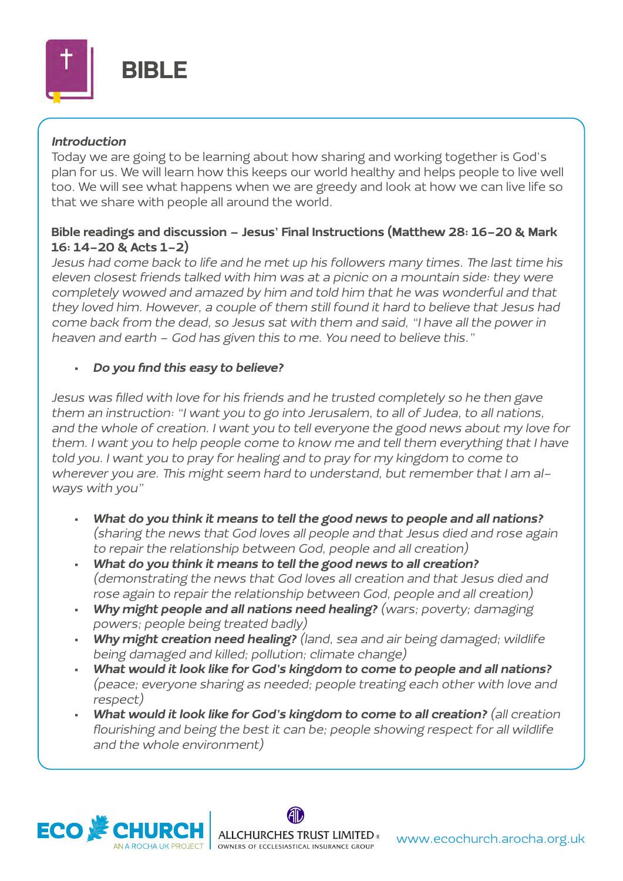# BIBLE

***Introduction***

Today we are going to be learning about how sharing and working together is God's plan for us. We will learn how this keeps our world healthy and helps people to live well too. We will see what happens when we are greedy and look at how we can live life so that we share with people all around the world.

**Bible readings and discussion – Jesus' Final Instructions (Matthew 28: 16-20 & Mark 16: 14-20 & Acts 1-2)**

*Jesus had come back to life and he met up his followers many times. The last time his eleven closest friends talked with him was at a picnic on a mountain side: they were completely wowed and amazed by him and told him that he was wonderful and that they loved him. However, a couple of them still found it hard to believe that Jesus had come back from the dead, so Jesus sat with them and said, "I have all the power in heaven and earth – God has given this to me. You need to believe this."*

- ***Do you find this easy to believe?***

*Jesus was filled with love for his friends and he trusted completely so he then gave them an instruction: "I want you to go into Jerusalem, to all of Judea, to all nations, and the whole of creation. I want you to tell everyone the good news about my love for them. I want you to help people come to know me and tell them everything that I have told you. I want you to pray for healing and to pray for my kingdom to come to wherever you are. This might seem hard to understand, but remember that I am always with you"*

- ***What do you think it means to tell the good news to people and all nations?*** *(sharing the news that God loves all people and that Jesus died and rose again to repair the relationship between God, people and all creation)*
- ***What do you think it means to tell the good news to all creation?*** *(demonstrating the news that God loves all creation and that Jesus died and rose again to repair the relationship between God, people and all creation)*
- ***Why might people and all nations need healing?*** *(wars; poverty; damaging powers; people being treated badly)*
- ***Why might creation need healing?*** *(land, sea and air being damaged; wildlife being damaged and killed; pollution; climate change)*
- ***What would it look like for God's kingdom to come to people and all nations?*** *(peace; everyone sharing as needed; people treating each other with love and respect)*
- ***What would it look like for God's kingdom to come to all creation?*** *(all creation flourishing and being the best it can be; people showing respect for all wildlife and the whole environment)*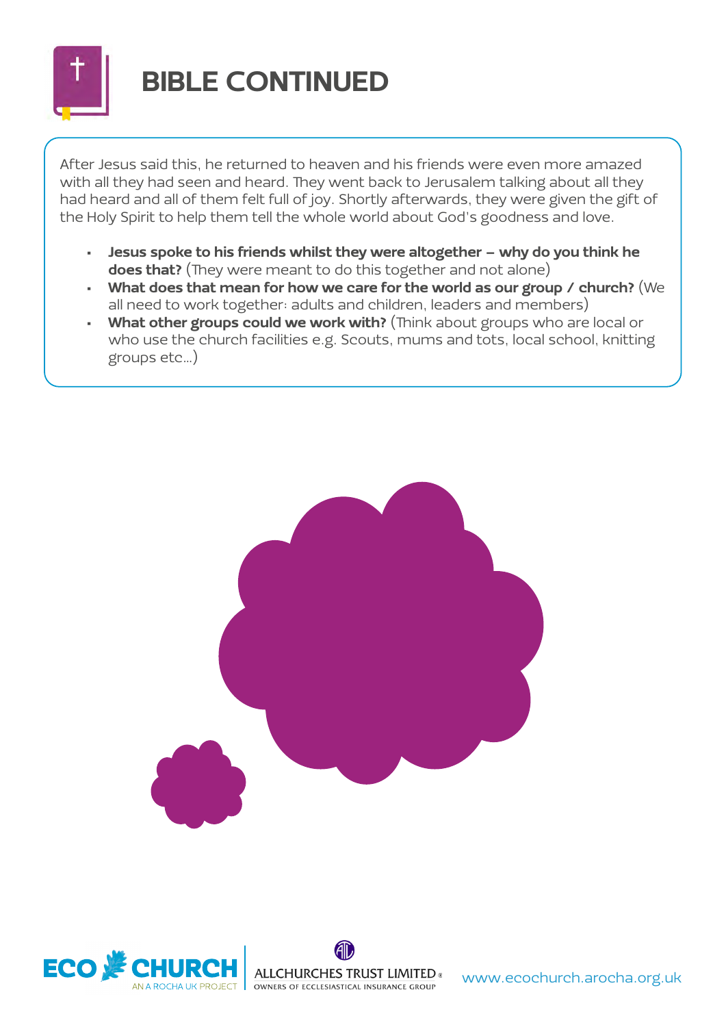# BIBLE CONTINUED

After Jesus said this, he returned to heaven and his friends were even more amazed with all they had seen and heard. They went back to Jerusalem talking about all they had heard and all of them felt full of joy. Shortly afterwards, they were given the gift of the Holy Spirit to help them tell the whole world about God's goodness and love.

- **Jesus spoke to his friends whilst they were altogether – why do you think he does that?** (They were meant to do this together and not alone)
- **What does that mean for how we care for the world as our group / church?** (We all need to work together: adults and children, leaders and members)
- **What other groups could we work with?** (Think about groups who are local or who use the church facilities e.g. Scouts, mums and tots, local school, knitting groups etc…)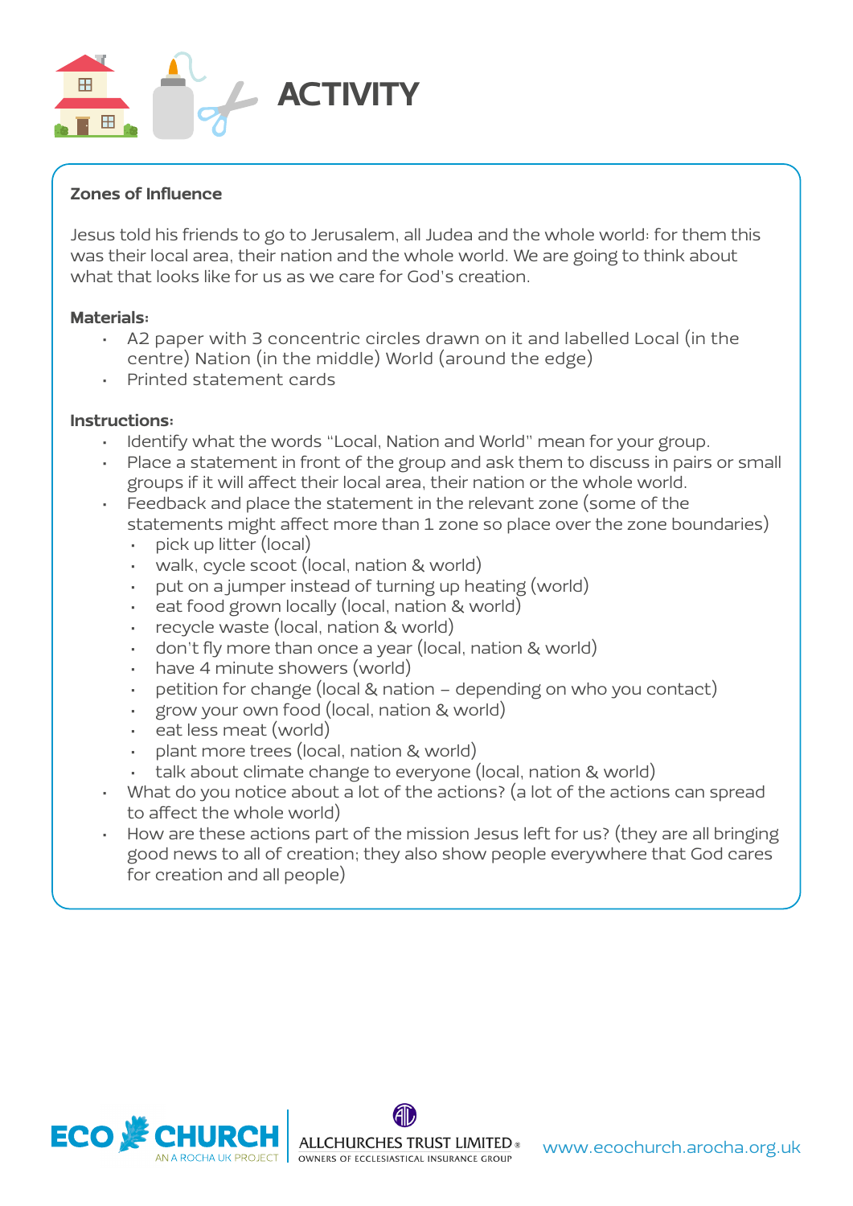# ACTIVITY

**Zones of Influence**

Jesus told his friends to go to Jerusalem, all Judea and the whole world: for them this was their local area, their nation and the whole world. We are going to think about what that looks like for us as we care for God's creation.

**Materials:**

- A2 paper with 3 concentric circles drawn on it and labelled Local (in the centre) Nation (in the middle) World (around the edge)
- Printed statement cards

**Instructions:**

- Identify what the words "Local, Nation and World" mean for your group.
- Place a statement in front of the group and ask them to discuss in pairs or small groups if it will affect their local area, their nation or the whole world.
- Feedback and place the statement in the relevant zone (some of the statements might affect more than 1 zone so place over the zone boundaries)
  - pick up litter (local)
  - walk, cycle scoot (local, nation & world)
  - put on a jumper instead of turning up heating (world)
  - eat food grown locally (local, nation & world)
  - recycle waste (local, nation & world)
  - don't fly more than once a year (local, nation & world)
  - have 4 minute showers (world)
  - petition for change (local & nation – depending on who you contact)
  - grow your own food (local, nation & world)
  - eat less meat (world)
  - plant more trees (local, nation & world)
  - talk about climate change to everyone (local, nation & world)
- What do you notice about a lot of the actions? (a lot of the actions can spread to affect the whole world)
- How are these actions part of the mission Jesus left for us? (they are all bringing good news to all of creation; they also show people everywhere that God cares for creation and all people)

ECO CHURCH AN A ROCHA UK PROJECT | ALLCHURCHES TRUST LIMITED OWNERS OF ECCLESIASTICAL INSURANCE GROUP | www.ecochurch.arocha.org.uk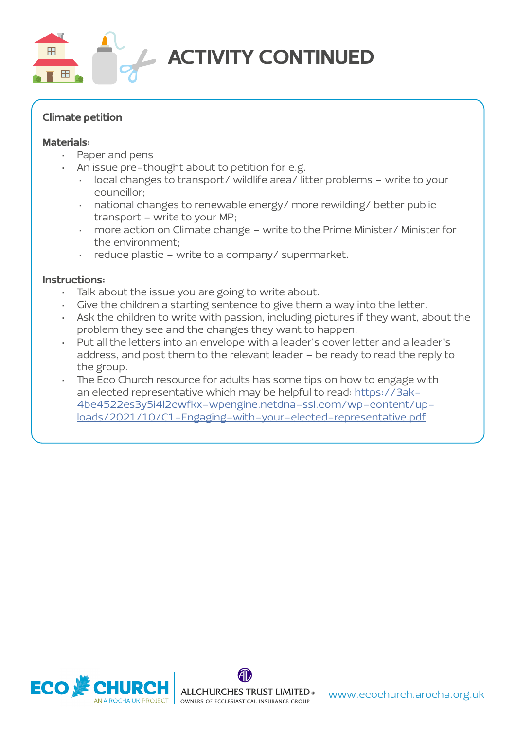# ACTIVITY CONTINUED

**Climate petition**

**Materials:**

- Paper and pens
- An issue pre-thought about to petition for e.g.
  - local changes to transport/ wildlife area/ litter problems – write to your councillor;
  - national changes to renewable energy/ more rewilding/ better public transport – write to your MP;
  - more action on Climate change – write to the Prime Minister/ Minister for the environment;
  - reduce plastic – write to a company/ supermarket.

**Instructions:**

- Talk about the issue you are going to write about.
- Give the children a starting sentence to give them a way into the letter.
- Ask the children to write with passion, including pictures if they want, about the problem they see and the changes they want to happen.
- Put all the letters into an envelope with a leader's cover letter and a leader's address, and post them to the relevant leader – be ready to read the reply to the group.
- The Eco Church resource for adults has some tips on how to engage with an elected representative which may be helpful to read: https://3ak-4be4522es3y5i4l2cwfkx-wpengine.netdna-ssl.com/wp-content/uploads/2021/10/C1-Engaging-with-your-elected-representative.pdf

ECO CHURCH AN A ROCHA UK PROJECT | ALLCHURCHES TRUST LIMITED OWNERS OF ECCLESIASTICAL INSURANCE GROUP | www.ecochurch.arocha.org.uk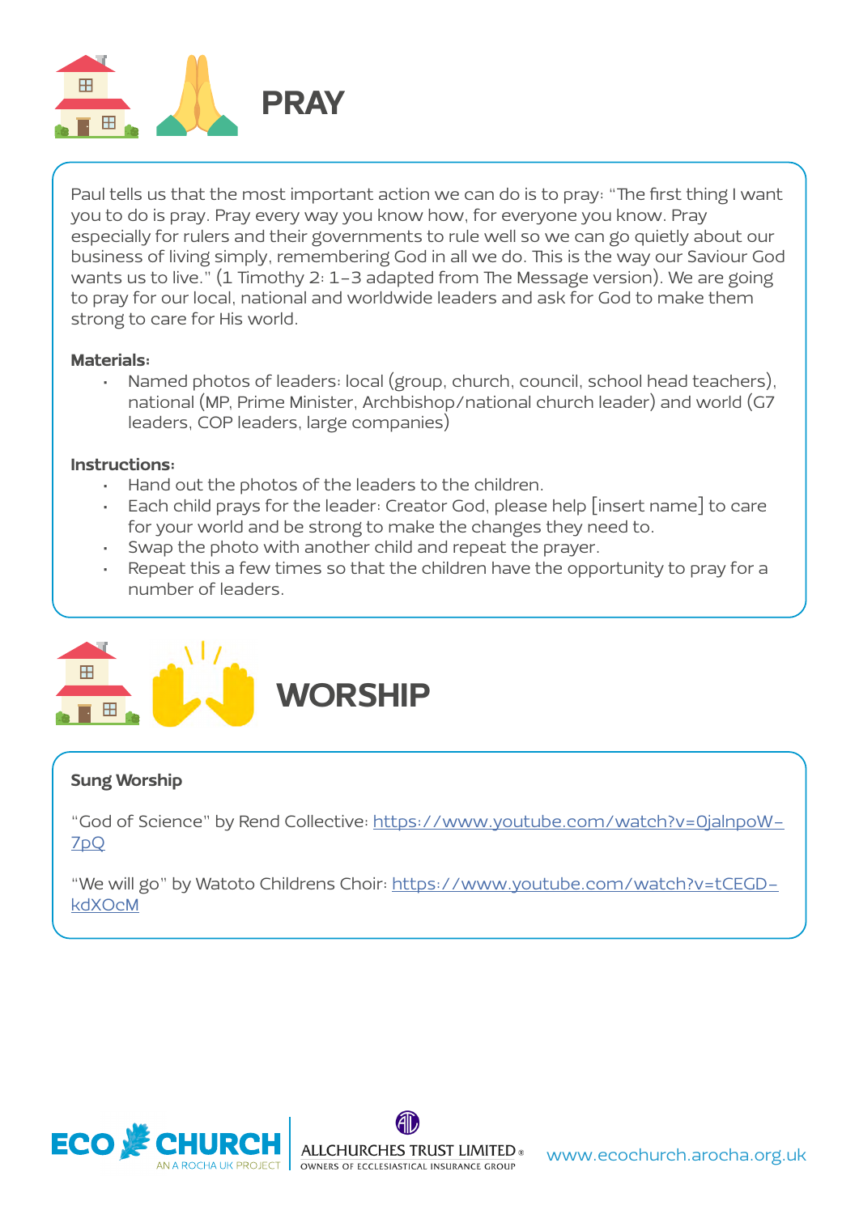## PRAY

Paul tells us that the most important action we can do is to pray: "The first thing I want you to do is pray. Pray every way you know how, for everyone you know. Pray especially for rulers and their governments to rule well so we can go quietly about our business of living simply, remembering God in all we do. This is the way our Saviour God wants us to live." (1 Timothy 2: 1-3 adapted from The Message version). We are going to pray for our local, national and worldwide leaders and ask for God to make them strong to care for His world.

**Materials:**

- Named photos of leaders: local (group, church, council, school head teachers), national (MP, Prime Minister, Archbishop/national church leader) and world (G7 leaders, COP leaders, large companies)

**Instructions:**

- Hand out the photos of the leaders to the children.
- Each child prays for the leader: Creator God, please help [insert name] to care for your world and be strong to make the changes they need to.
- Swap the photo with another child and repeat the prayer.
- Repeat this a few times so that the children have the opportunity to pray for a number of leaders.

## WORSHIP

**Sung Worship**

"God of Science" by Rend Collective: https://www.youtube.com/watch?v=0jalnpoW-7pQ

"We will go" by Watoto Childrens Choir: https://www.youtube.com/watch?v=tCEGD-kdXOcM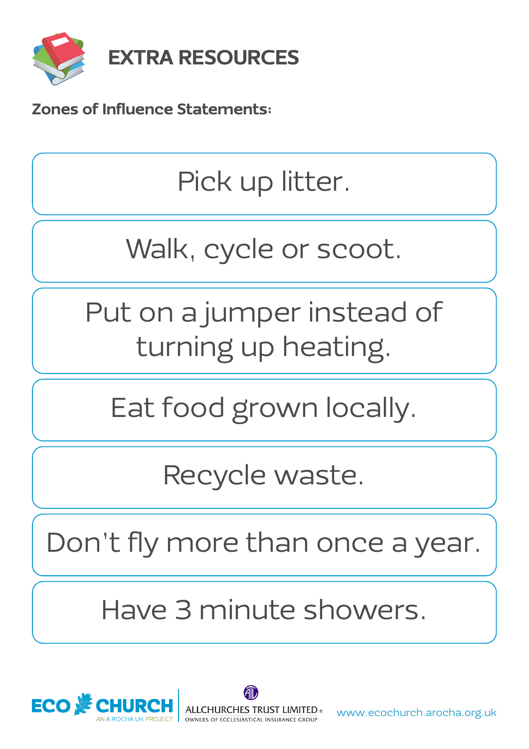# EXTRA RESOURCES

**Zones of Influence Statements:**

Pick up litter.

Walk, cycle or scoot.

Put on a jumper instead of turning up heating.

Eat food grown locally.

Recycle waste.

Don't fly more than once a year.

Have 3 minute showers.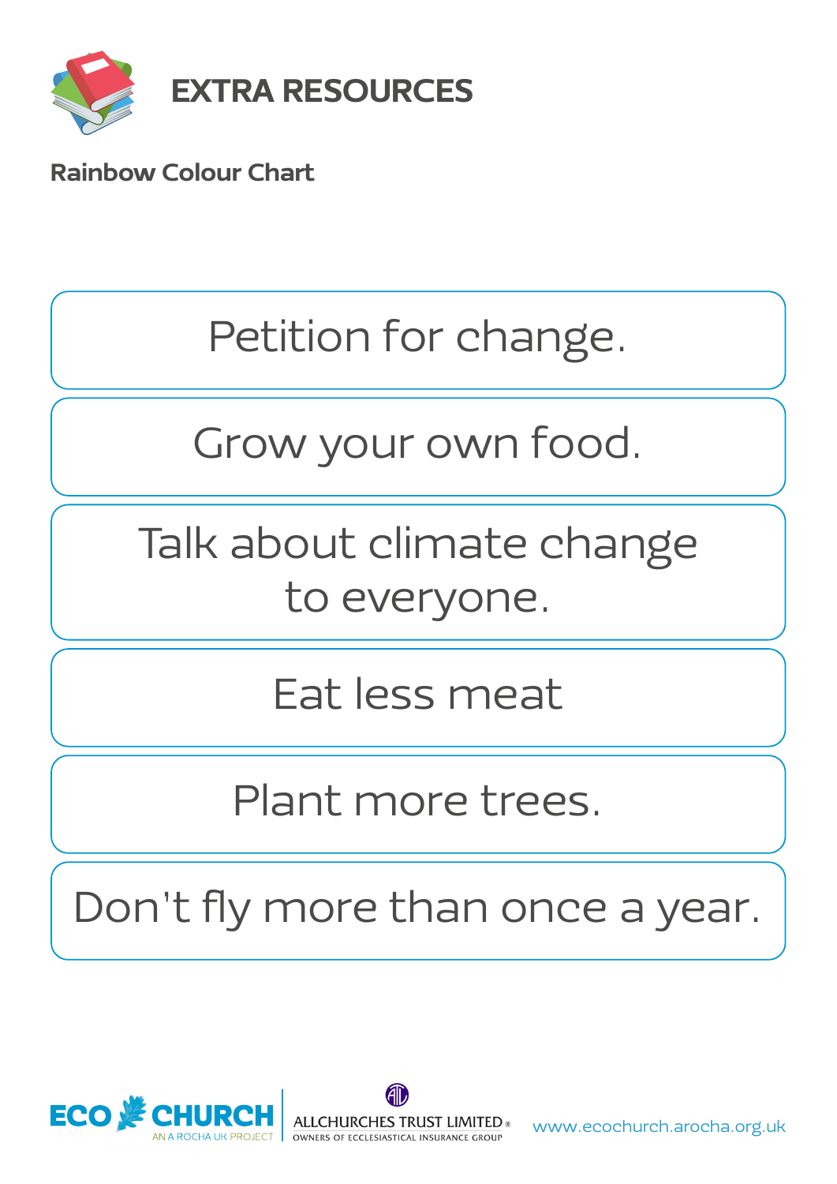# EXTRA RESOURCES

**Rainbow Colour Chart**

Petition for change.

Grow your own food.

Talk about climate change to everyone.

Eat less meat

Plant more trees.

Don't fly more than once a year.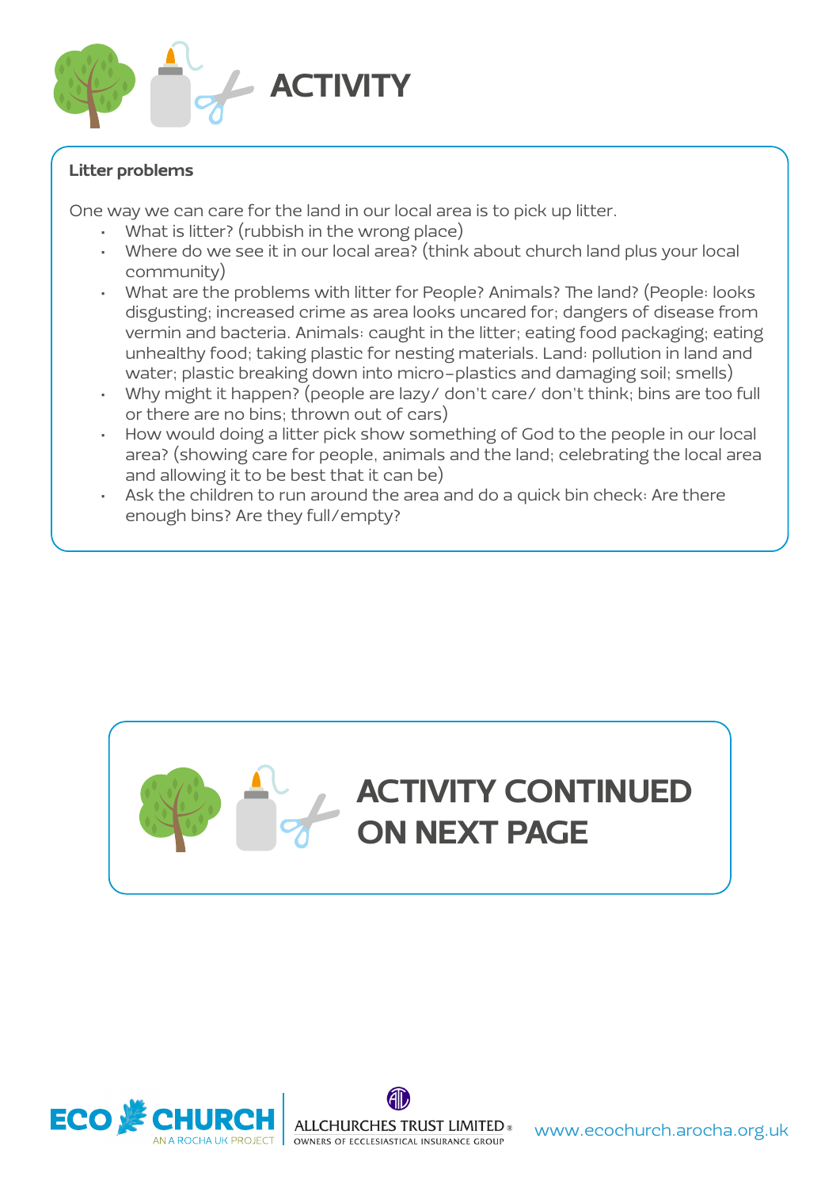# ACTIVITY

**Litter problems**

One way we can care for the land in our local area is to pick up litter.

- What is litter? (rubbish in the wrong place)
- Where do we see it in our local area? (think about church land plus your local community)
- What are the problems with litter for People? Animals? The land? (People: looks disgusting; increased crime as area looks uncared for; dangers of disease from vermin and bacteria. Animals: caught in the litter; eating food packaging; eating unhealthy food; taking plastic for nesting materials. Land: pollution in land and water; plastic breaking down into micro-plastics and damaging soil; smells)
- Why might it happen? (people are lazy/ don't care/ don't think; bins are too full or there are no bins; thrown out of cars)
- How would doing a litter pick show something of God to the people in our local area? (showing care for people, animals and the land; celebrating the local area and allowing it to be best that it can be)
- Ask the children to run around the area and do a quick bin check: Are there enough bins? Are they full/empty?

## ACTIVITY CONTINUED ON NEXT PAGE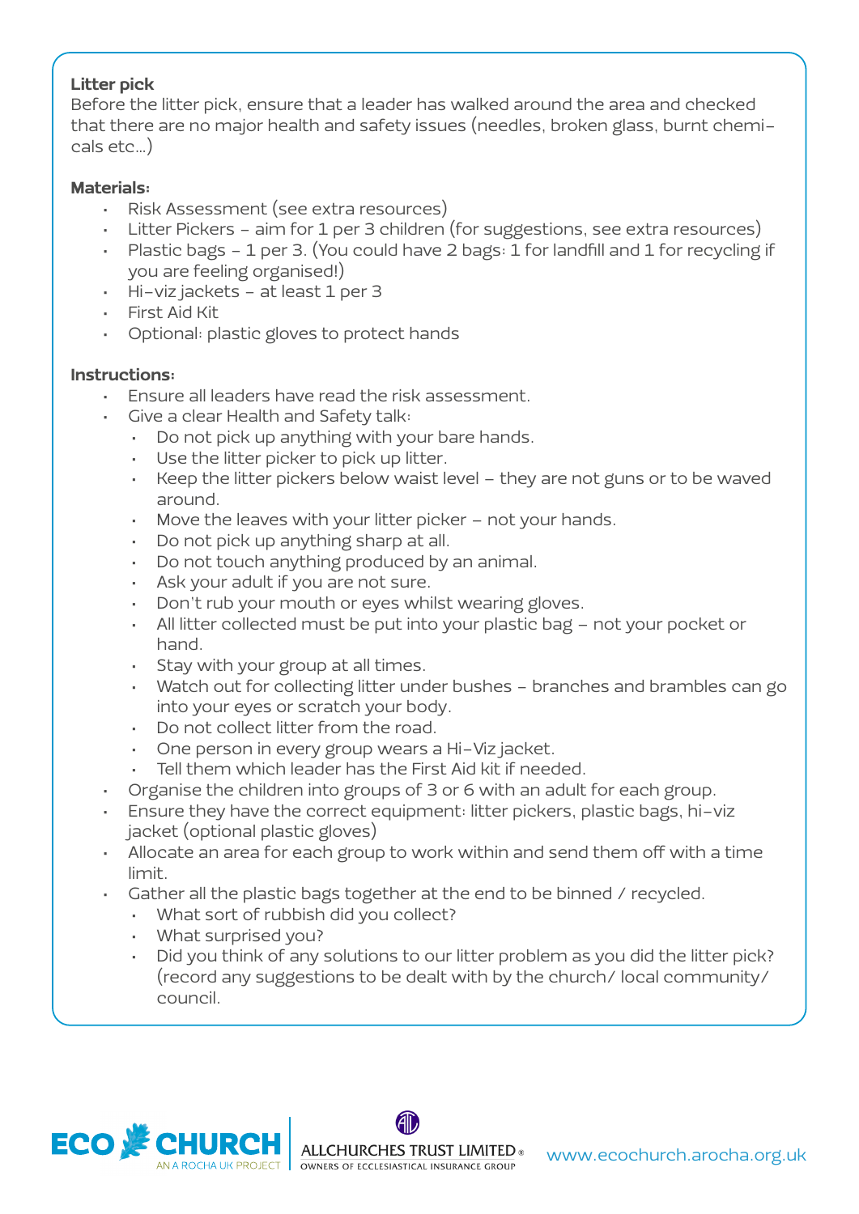**Litter pick**

Before the litter pick, ensure that a leader has walked around the area and checked that there are no major health and safety issues (needles, broken glass, burnt chemicals etc…)

**Materials:**

- Risk Assessment (see extra resources)
- Litter Pickers – aim for 1 per 3 children (for suggestions, see extra resources)
- Plastic bags – 1 per 3. (You could have 2 bags: 1 for landfill and 1 for recycling if you are feeling organised!)
- Hi-viz jackets – at least 1 per 3
- First Aid Kit
- Optional: plastic gloves to protect hands

**Instructions:**

- Ensure all leaders have read the risk assessment.
- Give a clear Health and Safety talk:
  - Do not pick up anything with your bare hands.
  - Use the litter picker to pick up litter.
  - Keep the litter pickers below waist level – they are not guns or to be waved around.
  - Move the leaves with your litter picker – not your hands.
  - Do not pick up anything sharp at all.
  - Do not touch anything produced by an animal.
  - Ask your adult if you are not sure.
  - Don't rub your mouth or eyes whilst wearing gloves.
  - All litter collected must be put into your plastic bag – not your pocket or hand.
  - Stay with your group at all times.
  - Watch out for collecting litter under bushes – branches and brambles can go into your eyes or scratch your body.
  - Do not collect litter from the road.
  - One person in every group wears a Hi-Viz jacket.
  - Tell them which leader has the First Aid kit if needed.
- Organise the children into groups of 3 or 6 with an adult for each group.
- Ensure they have the correct equipment: litter pickers, plastic bags, hi-viz jacket (optional plastic gloves)
- Allocate an area for each group to work within and send them off with a time limit.
- Gather all the plastic bags together at the end to be binned / recycled.
  - What sort of rubbish did you collect?
  - What surprised you?
  - Did you think of any solutions to our litter problem as you did the litter pick? (record any suggestions to be dealt with by the church/ local community/ council.

ECO CHURCH – AN A ROCHA UK PROJECT | ALLCHURCHES TRUST LIMITED – OWNERS OF ECCLESIASTICAL INSURANCE GROUP | www.ecochurch.arocha.org.uk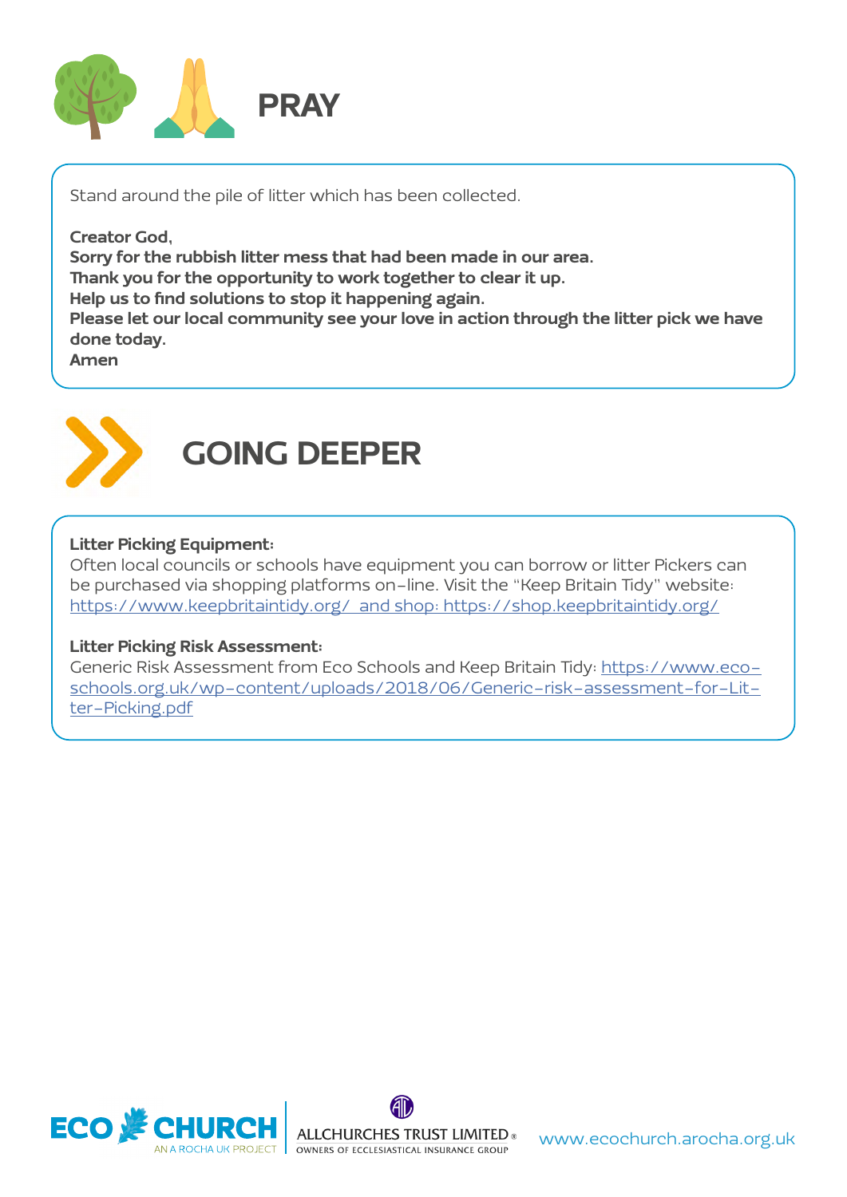# PRAY

Stand around the pile of litter which has been collected.

**Creator God,**
**Sorry for the rubbish litter mess that had been made in our area.**
**Thank you for the opportunity to work together to clear it up.**
**Help us to find solutions to stop it happening again.**
**Please let our local community see your love in action through the litter pick we have done today.**
**Amen**

# GOING DEEPER

**Litter Picking Equipment:**
Often local councils or schools have equipment you can borrow or litter Pickers can be purchased via shopping platforms on-line. Visit the "Keep Britain Tidy" website: https://www.keepbritaintidy.org/ and shop: https://shop.keepbritaintidy.org/

**Litter Picking Risk Assessment:**
Generic Risk Assessment from Eco Schools and Keep Britain Tidy: https://www.eco-schools.org.uk/wp-content/uploads/2018/06/Generic-risk-assessment-for-Litter-Picking.pdf

ECO CHURCH AN A ROCHA UK PROJECT | ALLCHURCHES TRUST LIMITED OWNERS OF ECCLESIASTICAL INSURANCE GROUP | www.ecochurch.arocha.org.uk